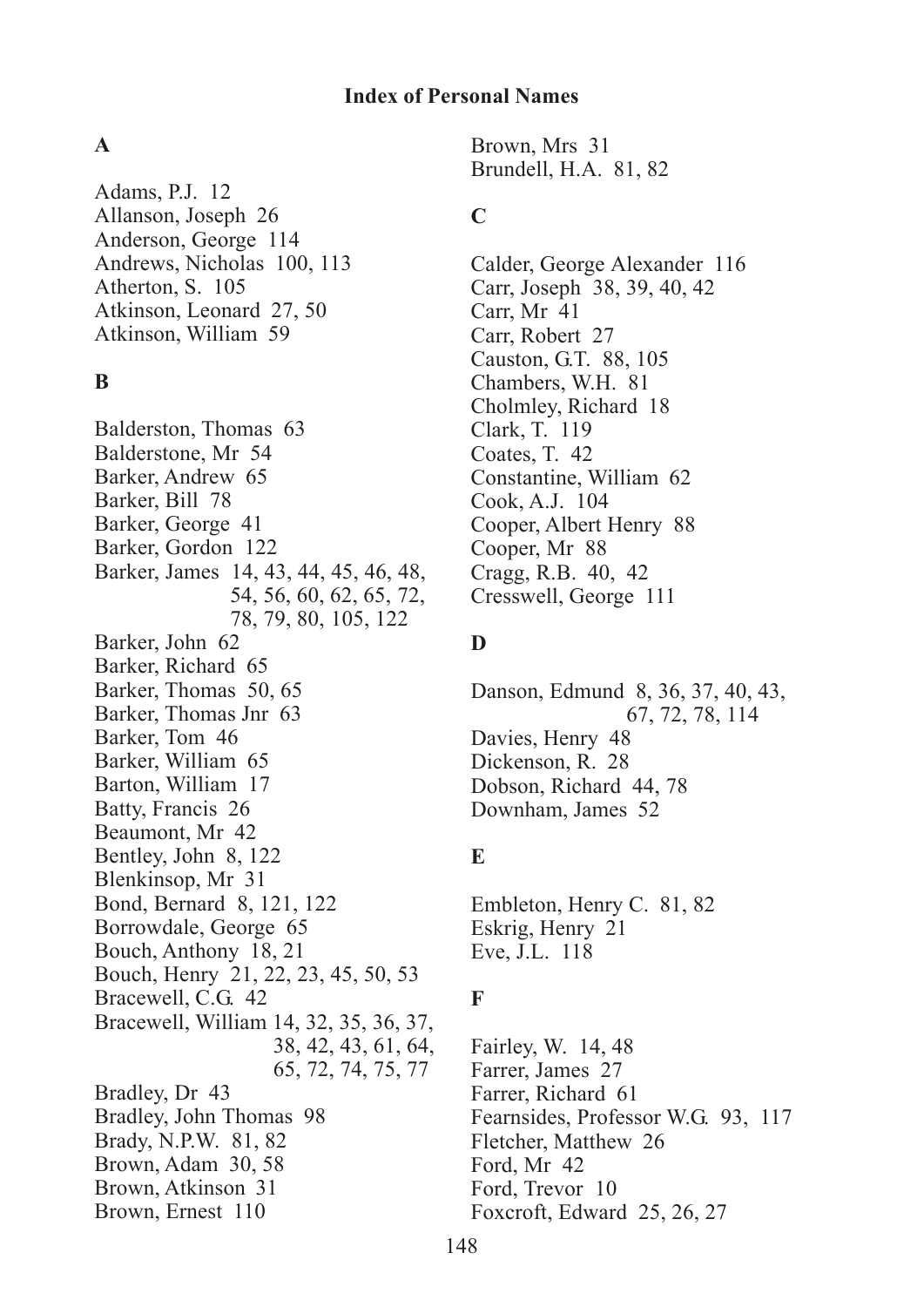# Index of Personal Names

## A

Adams, P.J. 12
Allanson, Joseph 26
Anderson, George 114
Andrews, Nicholas 100, 113
Atherton, S. 105
Atkinson, Leonard 27, 50
Atkinson, William 59

## B

Balderston, Thomas 63
Balderstone, Mr 54
Barker, Andrew 65
Barker, Bill 78
Barker, George 41
Barker, Gordon 122
Barker, James 14, 43, 44, 45, 46, 48, 54, 56, 60, 62, 65, 72, 78, 79, 80, 105, 122
Barker, John 62
Barker, Richard 65
Barker, Thomas 50, 65
Barker, Thomas Jnr 63
Barker, Tom 46
Barker, William 65
Barton, William 17
Batty, Francis 26
Beaumont, Mr 42
Bentley, John 8, 122
Blenkinsop, Mr 31
Bond, Bernard 8, 121, 122
Borrowdale, George 65
Bouch, Anthony 18, 21
Bouch, Henry 21, 22, 23, 45, 50, 53
Bracewell, C.G. 42
Bracewell, William 14, 32, 35, 36, 37, 38, 42, 43, 61, 64, 65, 72, 74, 75, 77
Bradley, Dr 43
Bradley, John Thomas 98
Brady, N.P.W. 81, 82
Brown, Adam 30, 58
Brown, Atkinson 31
Brown, Ernest 110
Brown, Mrs 31
Brundell, H.A. 81, 82

## C

Calder, George Alexander 116
Carr, Joseph 38, 39, 40, 42
Carr, Mr 41
Carr, Robert 27
Causton, G.T. 88, 105
Chambers, W.H. 81
Cholmley, Richard 18
Clark, T. 119
Coates, T. 42
Constantine, William 62
Cook, A.J. 104
Cooper, Albert Henry 88
Cooper, Mr 88
Cragg, R.B. 40, 42
Cresswell, George 111

## D

Danson, Edmund 8, 36, 37, 40, 43, 67, 72, 78, 114
Davies, Henry 48
Dickenson, R. 28
Dobson, Richard 44, 78
Downham, James 52

## E

Embleton, Henry C. 81, 82
Eskrig, Henry 21
Eve, J.L. 118

## F

Fairley, W. 14, 48
Farrer, James 27
Farrer, Richard 61
Fearnsides, Professor W.G. 93, 117
Fletcher, Matthew 26
Ford, Mr 42
Ford, Trevor 10
Foxcroft, Edward 25, 26, 27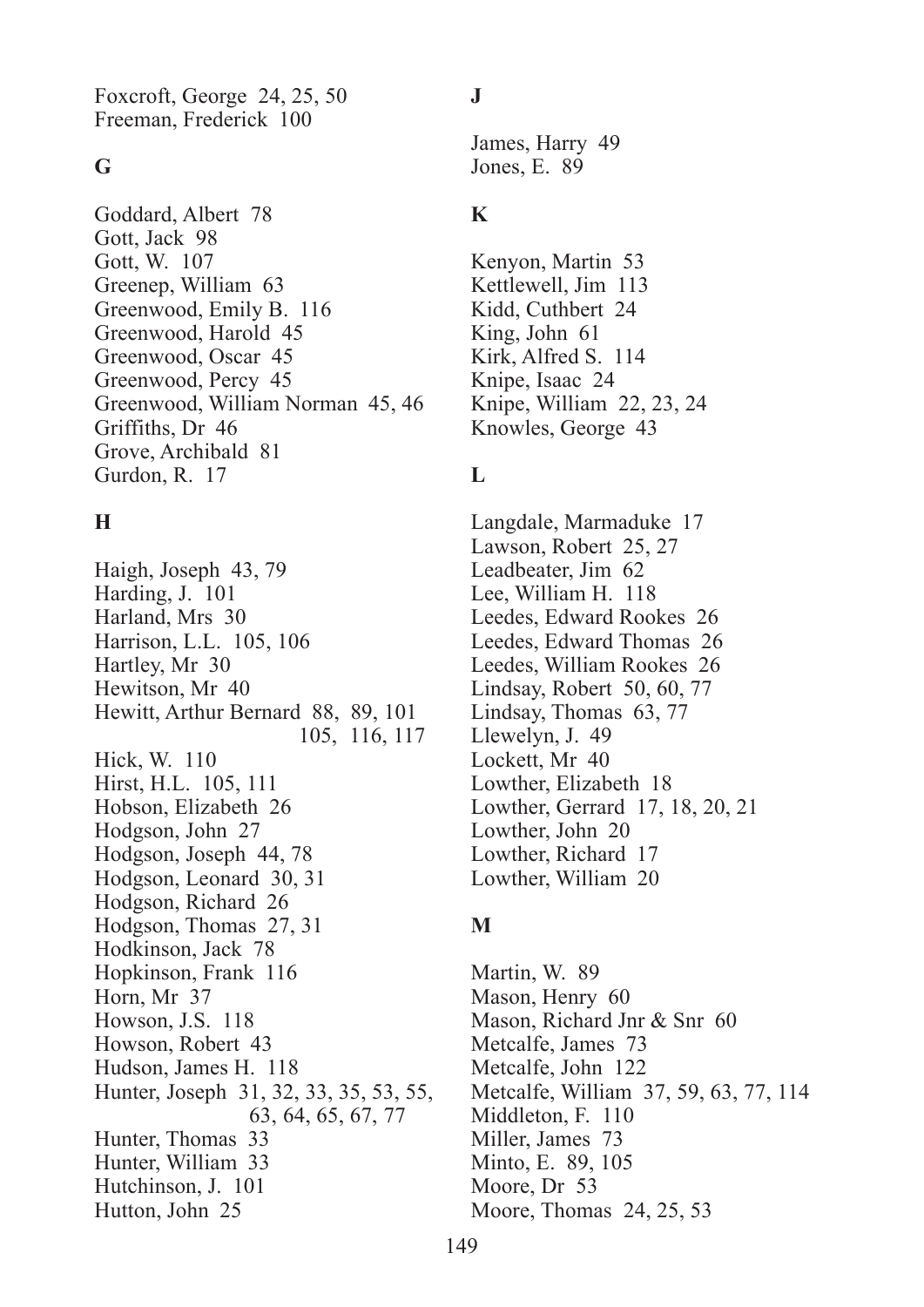Foxcroft, George 24, 25, 50
Freeman, Frederick 100

**G**

Goddard, Albert 78
Gott, Jack 98
Gott, W. 107
Greenep, William 63
Greenwood, Emily B. 116
Greenwood, Harold 45
Greenwood, Oscar 45
Greenwood, Percy 45
Greenwood, William Norman 45, 46
Griffiths, Dr 46
Grove, Archibald 81
Gurdon, R. 17

**H**

Haigh, Joseph 43, 79
Harding, J. 101
Harland, Mrs 30
Harrison, L.L. 105, 106
Hartley, Mr 30
Hewitson, Mr 40
Hewitt, Arthur Bernard 88, 89, 101, 105, 116, 117
Hick, W. 110
Hirst, H.L. 105, 111
Hobson, Elizabeth 26
Hodgson, John 27
Hodgson, Joseph 44, 78
Hodgson, Leonard 30, 31
Hodgson, Richard 26
Hodgson, Thomas 27, 31
Hodkinson, Jack 78
Hopkinson, Frank 116
Horn, Mr 37
Howson, J.S. 118
Howson, Robert 43
Hudson, James H. 118
Hunter, Joseph 31, 32, 33, 35, 53, 55, 63, 64, 65, 67, 77
Hunter, Thomas 33
Hunter, William 33
Hutchinson, J. 101
Hutton, John 25

**J**

James, Harry 49
Jones, E. 89

**K**

Kenyon, Martin 53
Kettlewell, Jim 113
Kidd, Cuthbert 24
King, John 61
Kirk, Alfred S. 114
Knipe, Isaac 24
Knipe, William 22, 23, 24
Knowles, George 43

**L**

Langdale, Marmaduke 17
Lawson, Robert 25, 27
Leadbeater, Jim 62
Lee, William H. 118
Leedes, Edward Rookes 26
Leedes, Edward Thomas 26
Leedes, William Rookes 26
Lindsay, Robert 50, 60, 77
Lindsay, Thomas 63, 77
Llewelyn, J. 49
Lockett, Mr 40
Lowther, Elizabeth 18
Lowther, Gerrard 17, 18, 20, 21
Lowther, John 20
Lowther, Richard 17
Lowther, William 20

**M**

Martin, W. 89
Mason, Henry 60
Mason, Richard Jnr & Snr 60
Metcalfe, James 73
Metcalfe, John 122
Metcalfe, William 37, 59, 63, 77, 114
Middleton, F. 110
Miller, James 73
Minto, E. 89, 105
Moore, Dr 53
Moore, Thomas 24, 25, 53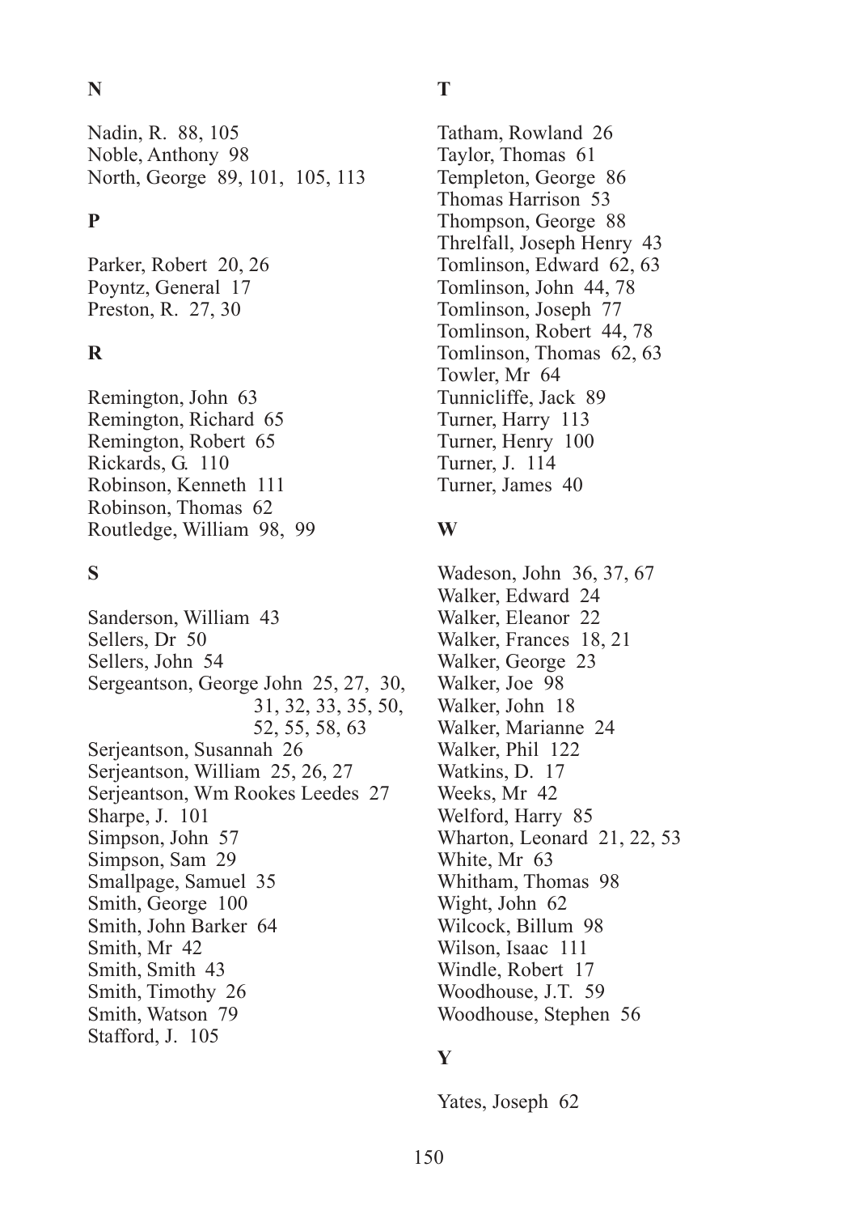## N

Nadin, R. 88, 105
Noble, Anthony 98
North, George 89, 101, 105, 113

## P

Parker, Robert 20, 26
Poyntz, General 17
Preston, R. 27, 30

## R

Remington, John 63
Remington, Richard 65
Remington, Robert 65
Rickards, G. 110
Robinson, Kenneth 111
Robinson, Thomas 62
Routledge, William 98, 99

## S

Sanderson, William 43
Sellers, Dr 50
Sellers, John 54
Sergeantson, George John 25, 27, 30, 31, 32, 33, 35, 50, 52, 55, 58, 63
Serjeantson, Susannah 26
Serjeantson, William 25, 26, 27
Serjeantson, Wm Rookes Leedes 27
Sharpe, J. 101
Simpson, John 57
Simpson, Sam 29
Smallpage, Samuel 35
Smith, George 100
Smith, John Barker 64
Smith, Mr 42
Smith, Smith 43
Smith, Timothy 26
Smith, Watson 79
Stafford, J. 105

## T

Tatham, Rowland 26
Taylor, Thomas 61
Templeton, George 86
Thomas Harrison 53
Thompson, George 88
Threlfall, Joseph Henry 43
Tomlinson, Edward 62, 63
Tomlinson, John 44, 78
Tomlinson, Joseph 77
Tomlinson, Robert 44, 78
Tomlinson, Thomas 62, 63
Towler, Mr 64
Tunnicliffe, Jack 89
Turner, Harry 113
Turner, Henry 100
Turner, J. 114
Turner, James 40

## W

Wadeson, John 36, 37, 67
Walker, Edward 24
Walker, Eleanor 22
Walker, Frances 18, 21
Walker, George 23
Walker, Joe 98
Walker, John 18
Walker, Marianne 24
Walker, Phil 122
Watkins, D. 17
Weeks, Mr 42
Welford, Harry 85
Wharton, Leonard 21, 22, 53
White, Mr 63
Whitham, Thomas 98
Wight, John 62
Wilcock, Billum 98
Wilson, Isaac 111
Windle, Robert 17
Woodhouse, J.T. 59
Woodhouse, Stephen 56

## Y

Yates, Joseph 62